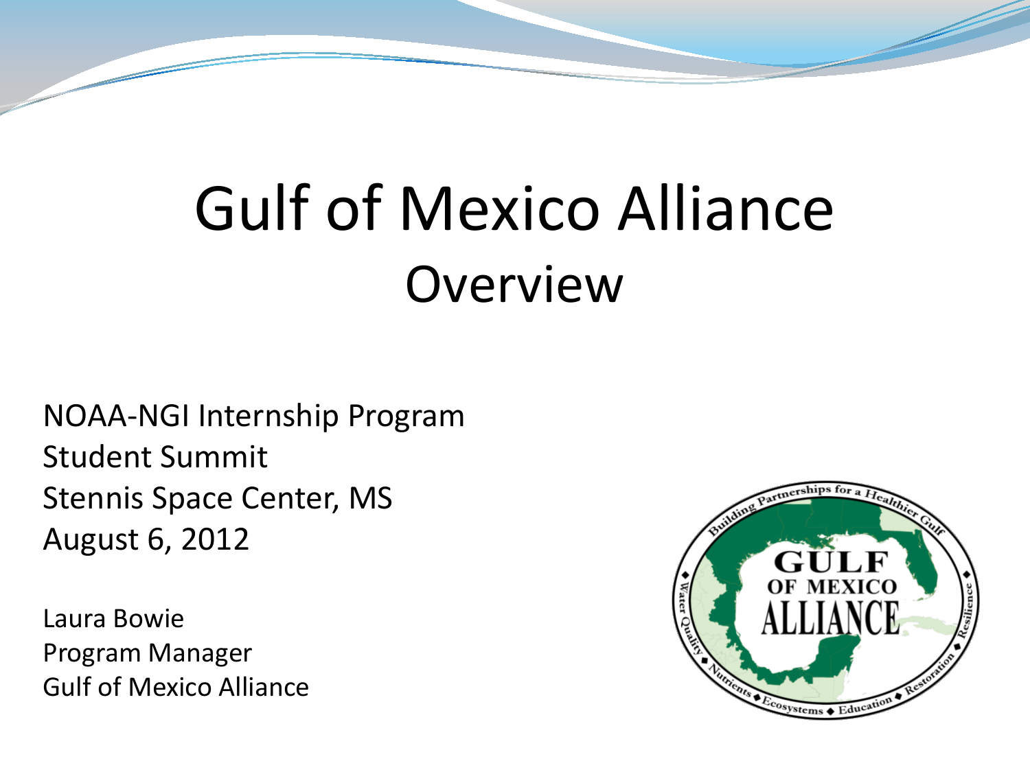# Gulf of Mexico Alliance

## Overview

NOAA-NGI Internship Program
Student Summit
Stennis Space Center, MS
August 6, 2012

Laura Bowie
Program Manager
Gulf of Mexico Alliance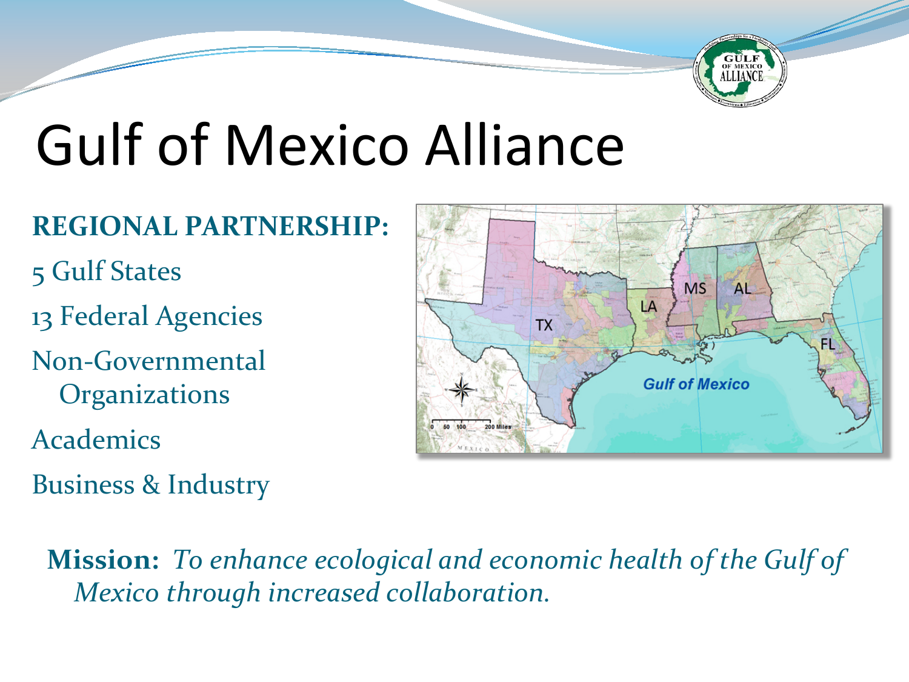# Gulf of Mexico Alliance

**REGIONAL PARTNERSHIP:**

5 Gulf States

13 Federal Agencies

Non-Governmental Organizations

Academics

Business & Industry

**Mission:** *To enhance ecological and economic health of the Gulf of Mexico through increased collaboration.*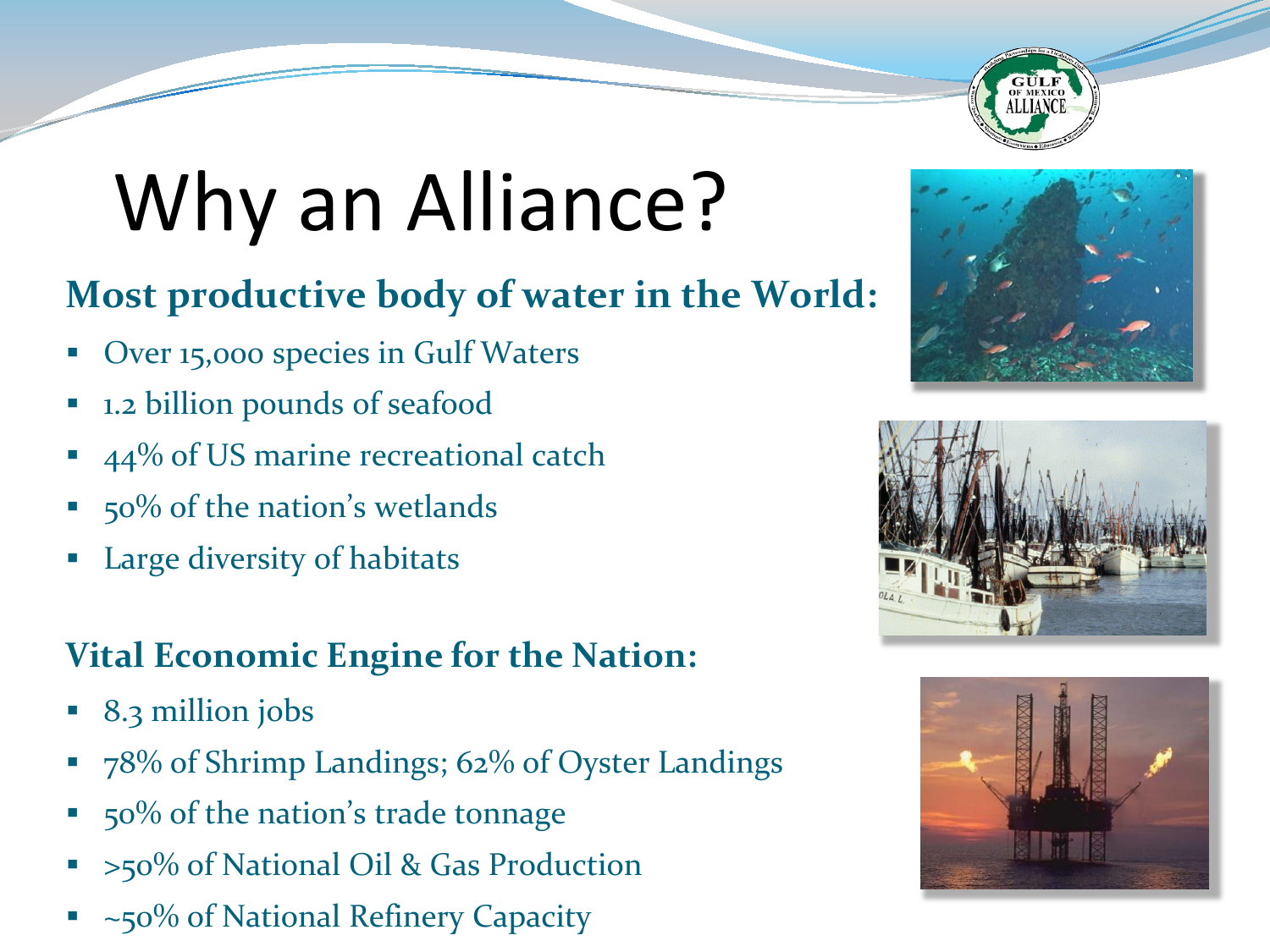# Why an Alliance?

## Most productive body of water in the World:

- Over 15,000 species in Gulf Waters
- 1.2 billion pounds of seafood
- 44% of US marine recreational catch
- 50% of the nation's wetlands
- Large diversity of habitats

## Vital Economic Engine for the Nation:

- 8.3 million jobs
- 78% of Shrimp Landings; 62% of Oyster Landings
- 50% of the nation's trade tonnage
- >50% of National Oil & Gas Production
- ~50% of National Refinery Capacity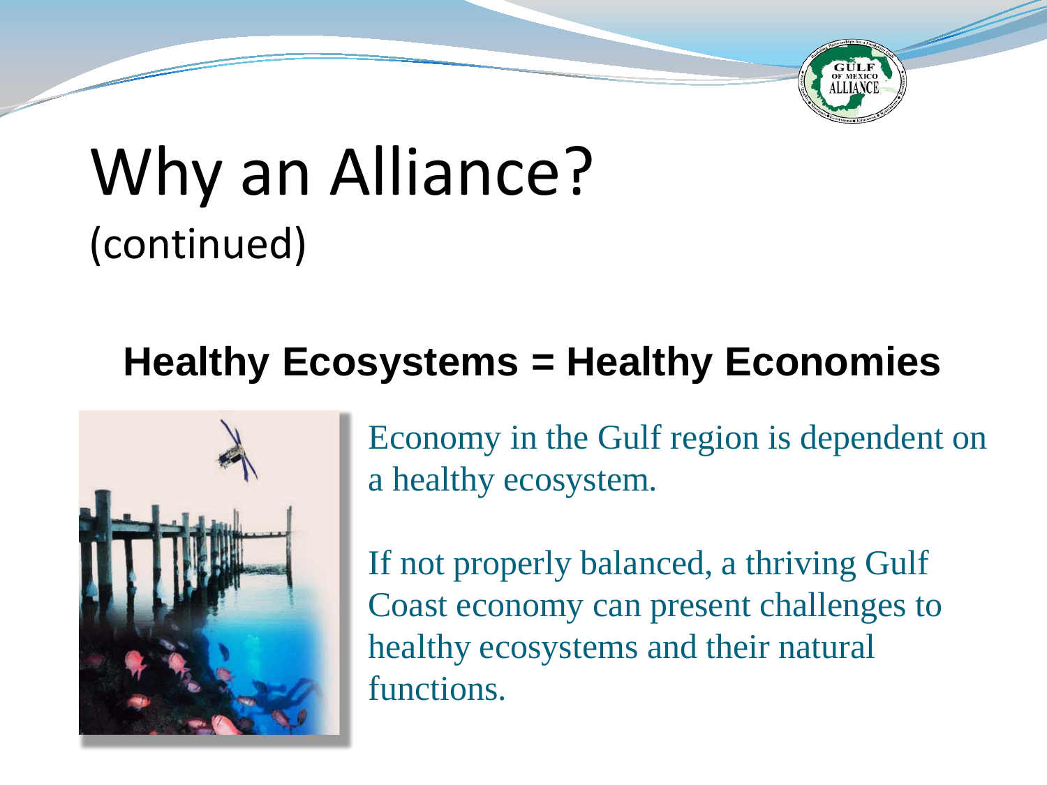# Why an Alliance?
(continued)

## Healthy Ecosystems = Healthy Economies

Economy in the Gulf region is dependent on a healthy ecosystem.

If not properly balanced, a thriving Gulf Coast economy can present challenges to healthy ecosystems and their natural functions.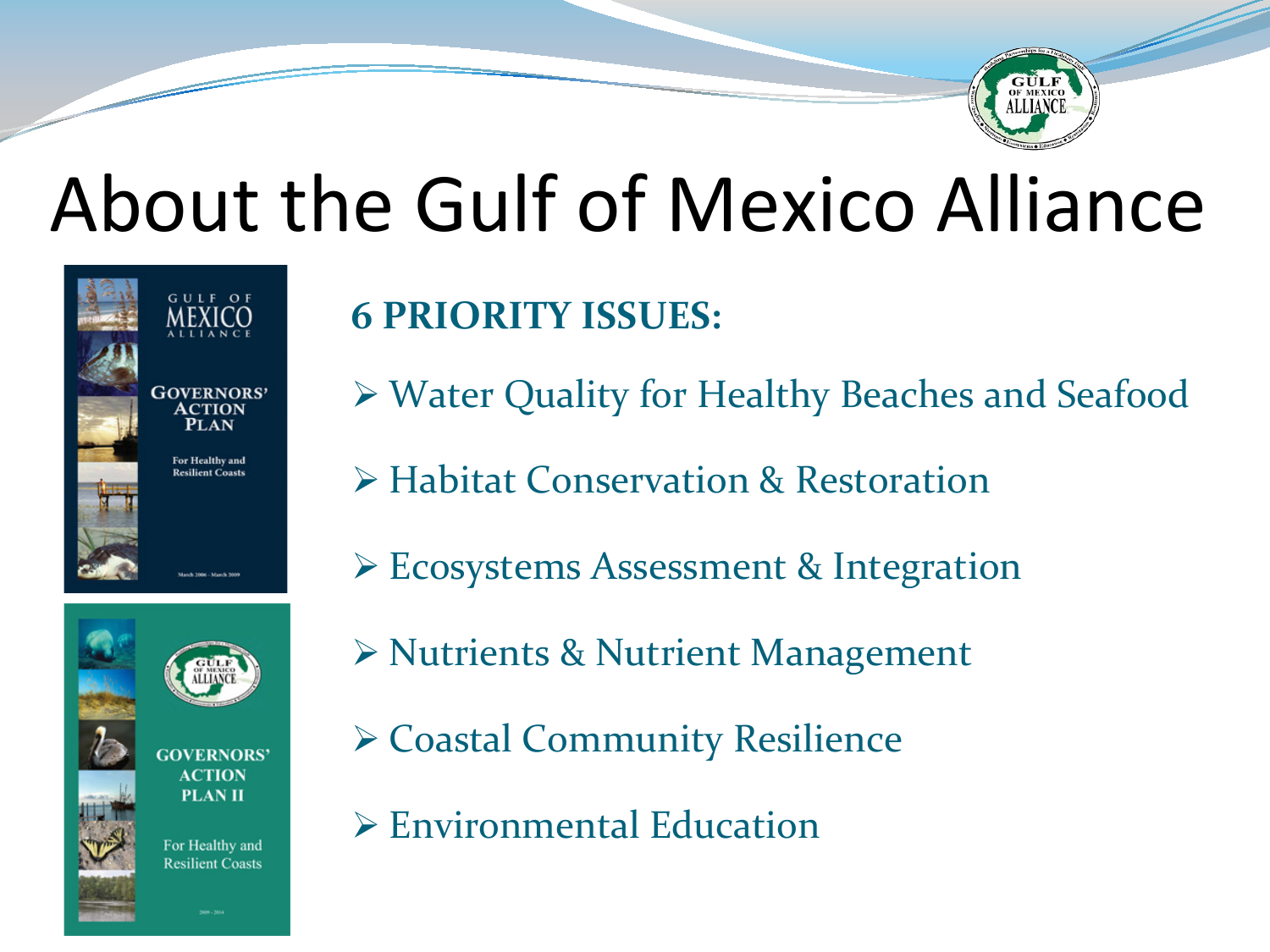# About the Gulf of Mexico Alliance

## 6 PRIORITY ISSUES:

- Water Quality for Healthy Beaches and Seafood
- Habitat Conservation & Restoration
- Ecosystems Assessment & Integration
- Nutrients & Nutrient Management
- Coastal Community Resilience
- Environmental Education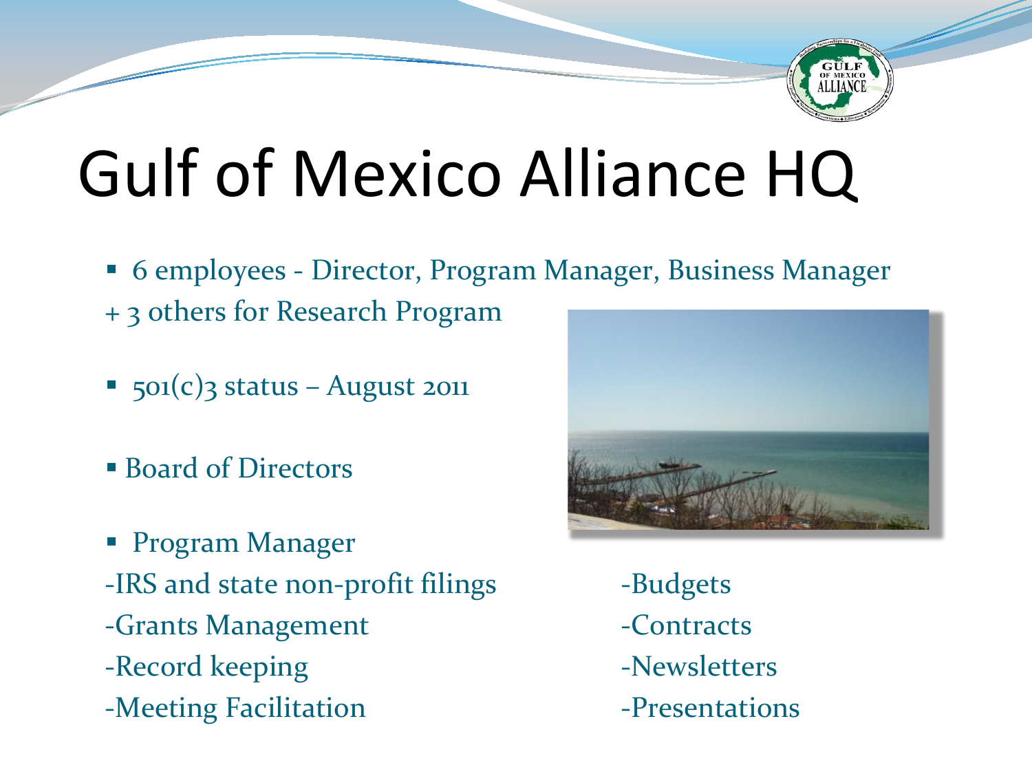# Gulf of Mexico Alliance HQ

- 6 employees - Director, Program Manager, Business Manager + 3 others for Research Program
- 501(c)3 status – August 2011
- Board of Directors
- Program Manager

-IRS and state non-profit filings
-Grants Management
-Record keeping
-Meeting Facilitation
-Budgets
-Contracts
-Newsletters
-Presentations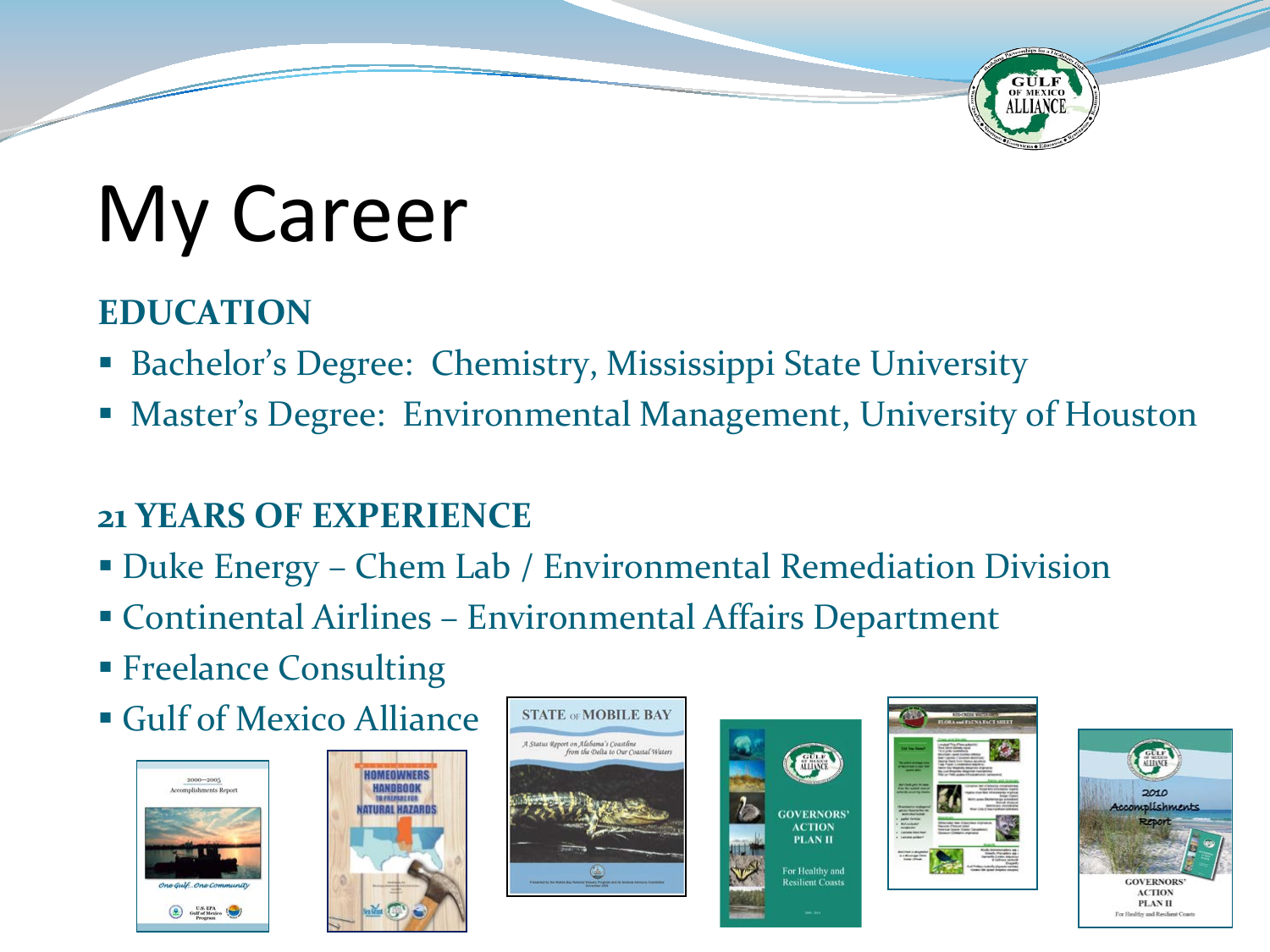# My Career

## EDUCATION

- Bachelor's Degree: Chemistry, Mississippi State University
- Master's Degree: Environmental Management, University of Houston

## 21 YEARS OF EXPERIENCE

- Duke Energy – Chem Lab / Environmental Remediation Division
- Continental Airlines – Environmental Affairs Department
- Freelance Consulting
- Gulf of Mexico Alliance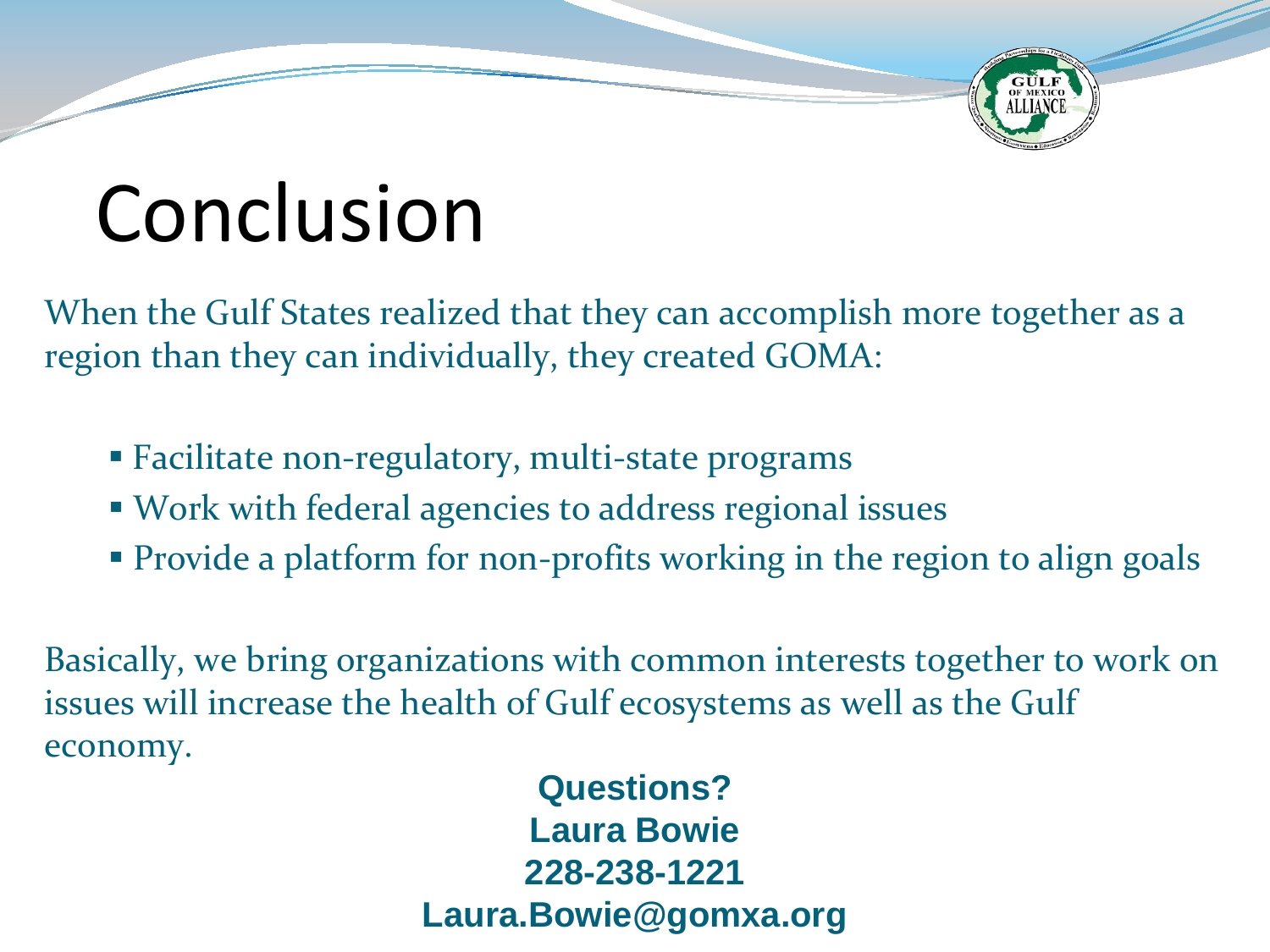# Conclusion

When the Gulf States realized that they can accomplish more together as a region than they can individually, they created GOMA:

- Facilitate non-regulatory, multi-state programs
- Work with federal agencies to address regional issues
- Provide a platform for non-profits working in the region to align goals

Basically, we bring organizations with common interests together to work on issues will increase the health of Gulf ecosystems as well as the Gulf economy.

**Questions?**
**Laura Bowie**
**228-238-1221**
**Laura.Bowie@gomxa.org**